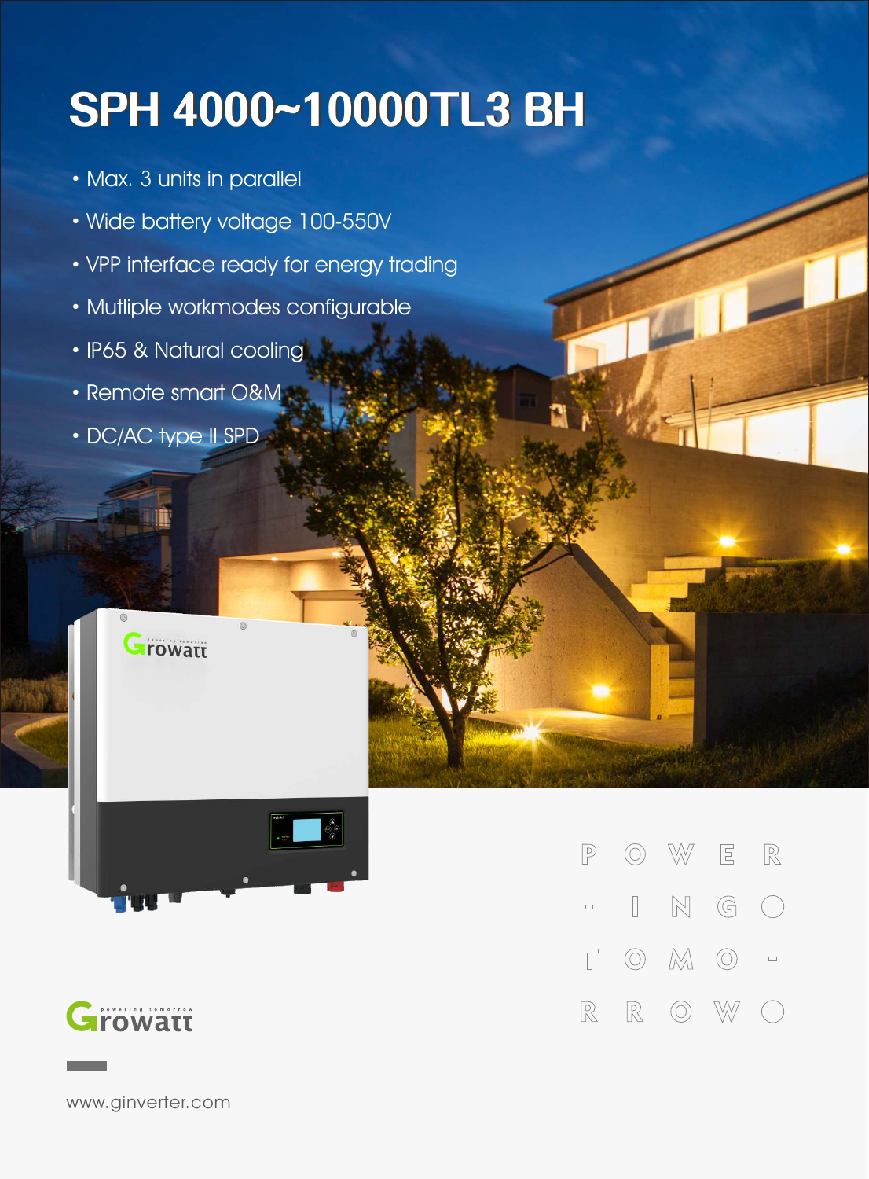# SPH 4000~10000TL3 BH

- Max. 3 units in parallel
- Wide battery voltage 100-550V
- VPP interface ready for energy trading
- Mutliple workmodes configurable
- IP65 & Natural cooling
- Remote smart O&M
- DC/AC type II SPD

POWER-ING TOMO-RROW

Growatt powering tomorrow

www.ginverter.com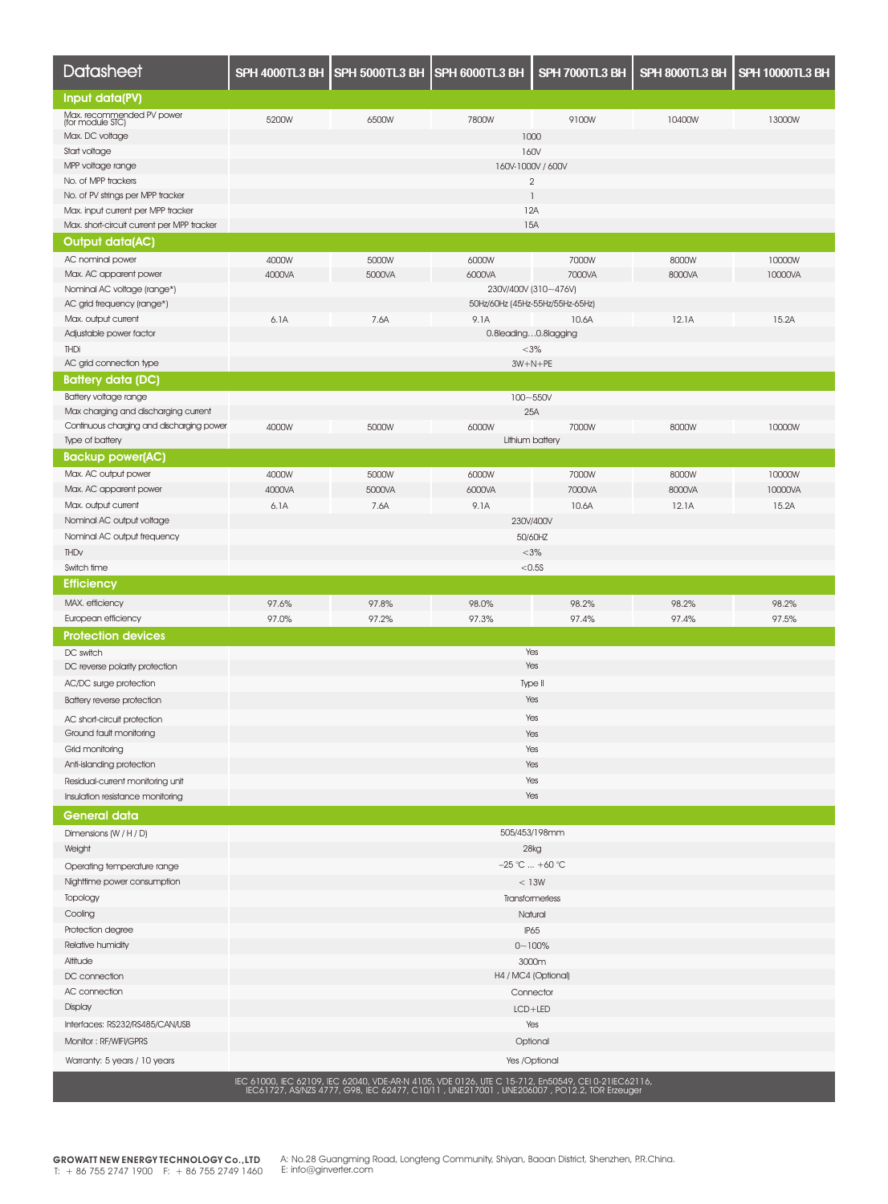| Datasheet | SPH 4000TL3 BH | SPH 5000TL3 BH | SPH 6000TL3 BH | SPH 7000TL3 BH | SPH 8000TL3 BH | SPH 10000TL3 BH |
|---|---|---|---|---|---|---|
| **Input data(PV)** | | | | | | |
| Max. recommended PV power (for module STC) | 5200W | 6500W | 7800W | 9100W | 10400W | 13000W |
| Max. DC voltage | 1000 | | | | | |
| Start voltage | 160V | | | | | |
| MPP voltage range | 160V-1000V / 600V | | | | | |
| No. of MPP trackers | 2 | | | | | |
| No. of PV strings per MPP tracker | 1 | | | | | |
| Max. input current per MPP tracker | 12A | | | | | |
| Max. short-circuit current per MPP tracker | 15A | | | | | |
| **Output data(AC)** | | | | | | |
| AC nominal power | 4000W | 5000W | 6000W | 7000W | 8000W | 10000W |
| Max. AC apparent power | 4000VA | 5000VA | 6000VA | 7000VA | 8000VA | 10000VA |
| Nominal AC voltage (range*) | 230V/400V (310~476V) | | | | | |
| AC grid frequency (range*) | 50Hz/60Hz (45Hz-55Hz/55Hz-65Hz) | | | | | |
| Max. output current | 6.1A | 7.6A | 9.1A | 10.6A | 12.1A | 15.2A |
| Adjustable power factor | 0.8leading…0.8lagging | | | | | |
| THDi | <3% | | | | | |
| AC grid connection type | 3W+N+PE | | | | | |
| **Battery data (DC)** | | | | | | |
| Battery voltage range | 100~550V | | | | | |
| Max charging and discharging current | 25A | | | | | |
| Continuous charging and discharging power | 4000W | 5000W | 6000W | 7000W | 8000W | 10000W |
| Type of battery | Lithium battery | | | | | |
| **Backup power(AC)** | | | | | | |
| Max. AC output power | 4000W | 5000W | 6000W | 7000W | 8000W | 10000W |
| Max. AC apparent power | 4000VA | 5000VA | 6000VA | 7000VA | 8000VA | 10000VA |
| Max. output current | 6.1A | 7.6A | 9.1A | 10.6A | 12.1A | 15.2A |
| Nominal AC output voltage | 230V/400V | | | | | |
| Nominal AC output frequency | 50/60HZ | | | | | |
| THDv | <3% | | | | | |
| Switch time | <0.5S | | | | | |
| **Efficiency** | | | | | | |
| MAX. efficiency | 97.6% | 97.8% | 98.0% | 98.2% | 98.2% | 98.2% |
| European efficiency | 97.0% | 97.2% | 97.3% | 97.4% | 97.4% | 97.5% |
| **Protection devices** | | | | | | |
| DC switch | Yes | | | | | |
| DC reverse polarity protection | Yes | | | | | |
| AC/DC surge protection | Type II | | | | | |
| Battery reverse protection | Yes | | | | | |
| AC short-circuit protection | Yes | | | | | |
| Ground fault monitoring | Yes | | | | | |
| Grid monitoring | Yes | | | | | |
| Anti-islanding protection | Yes | | | | | |
| Residual-current monitoring unit | Yes | | | | | |
| Insulation resistance monitoring | Yes | | | | | |
| **General data** | | | | | | |
| Dimensions (W / H / D) | 505/453/198mm | | | | | |
| Weight | 28kg | | | | | |
| Operating temperature range | –25 °C ... +60 °C | | | | | |
| Nighttime power consumption | < 13W | | | | | |
| Topology | Transformerless | | | | | |
| Cooling | Natural | | | | | |
| Protection degree | IP65 | | | | | |
| Relative humidity | 0~100% | | | | | |
| Altitude | 3000m | | | | | |
| DC connection | H4 / MC4 (Optional) | | | | | |
| AC connection | Connector | | | | | |
| Display | LCD+LED | | | | | |
| Interfaces: RS232/RS485/CAN/USB | Yes | | | | | |
| Monitor : RF/WIFI/GPRS | Optional | | | | | |
| Warranty: 5 years / 10 years | Yes /Optional | | | | | |

IEC 61000, IEC 62109, IEC 62040, VDE-AR-N 4105, VDE 0126, UTE C 15-712, En50549, CEI 0-21IEC62116, IEC61727, AS/NZS 4777, G98, IEC 62477, C10/11 , UNE217001 , UNE206007 , PO12.2, TOR Erzeuger

**GROWATT NEW ENERGY TECHNOLOGY Co.,LTD**
T: + 86 755 2747 1900 F: + 86 755 2749 1460

A: No.28 Guangming Road, Longteng Community, Shiyan, Baoan District, Shenzhen, P.R.China.
E: info@ginverter.com